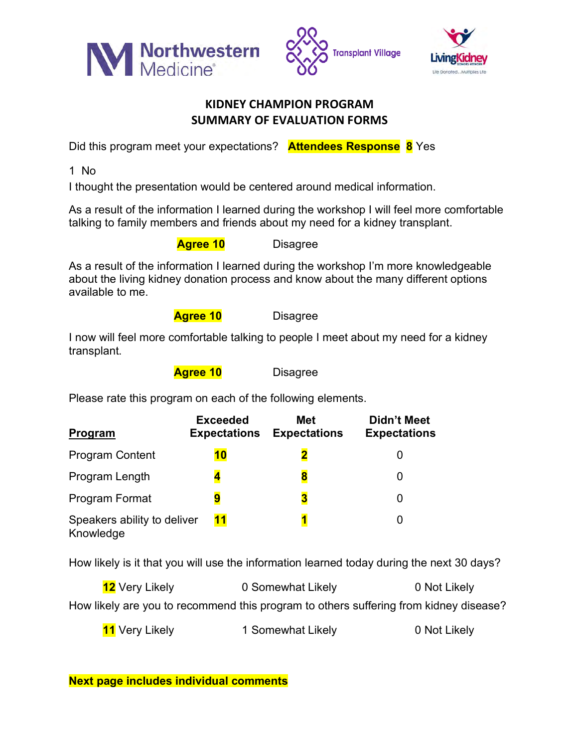Northwestern Medicine® Transplant Village LivingKidney Donors Network Life Donated...Multiplies Life

## KIDNEY CHAMPION PROGRAM
## SUMMARY OF EVALUATION FORMS

Did this program meet your expectations? **Attendees Response** **8** Yes

1 No

I thought the presentation would be centered around medical information.

As a result of the information I learned during the workshop I will feel more comfortable talking to family members and friends about my need for a kidney transplant.

**Agree 10** Disagree

As a result of the information I learned during the workshop I'm more knowledgeable about the living kidney donation process and know about the many different options available to me.

**Agree 10** Disagree

I now will feel more comfortable talking to people I meet about my need for a kidney transplant.

**Agree 10** Disagree

Please rate this program on each of the following elements.

| **Program** | **Exceeded Expectations** | **Met Expectations** | **Didn't Meet Expectations** |
| --- | --- | --- | --- |
| Program Content | **10** | **2** | 0 |
| Program Length | **4** | **8** | 0 |
| Program Format | **9** | **3** | 0 |
| Speakers ability to deliver Knowledge | **11** | **1** | 0 |

How likely is it that you will use the information learned today during the next 30 days?

**12** Very Likely 0 Somewhat Likely 0 Not Likely

How likely are you to recommend this program to others suffering from kidney disease?

**11** Very Likely 1 Somewhat Likely 0 Not Likely

**Next page includes individual comments**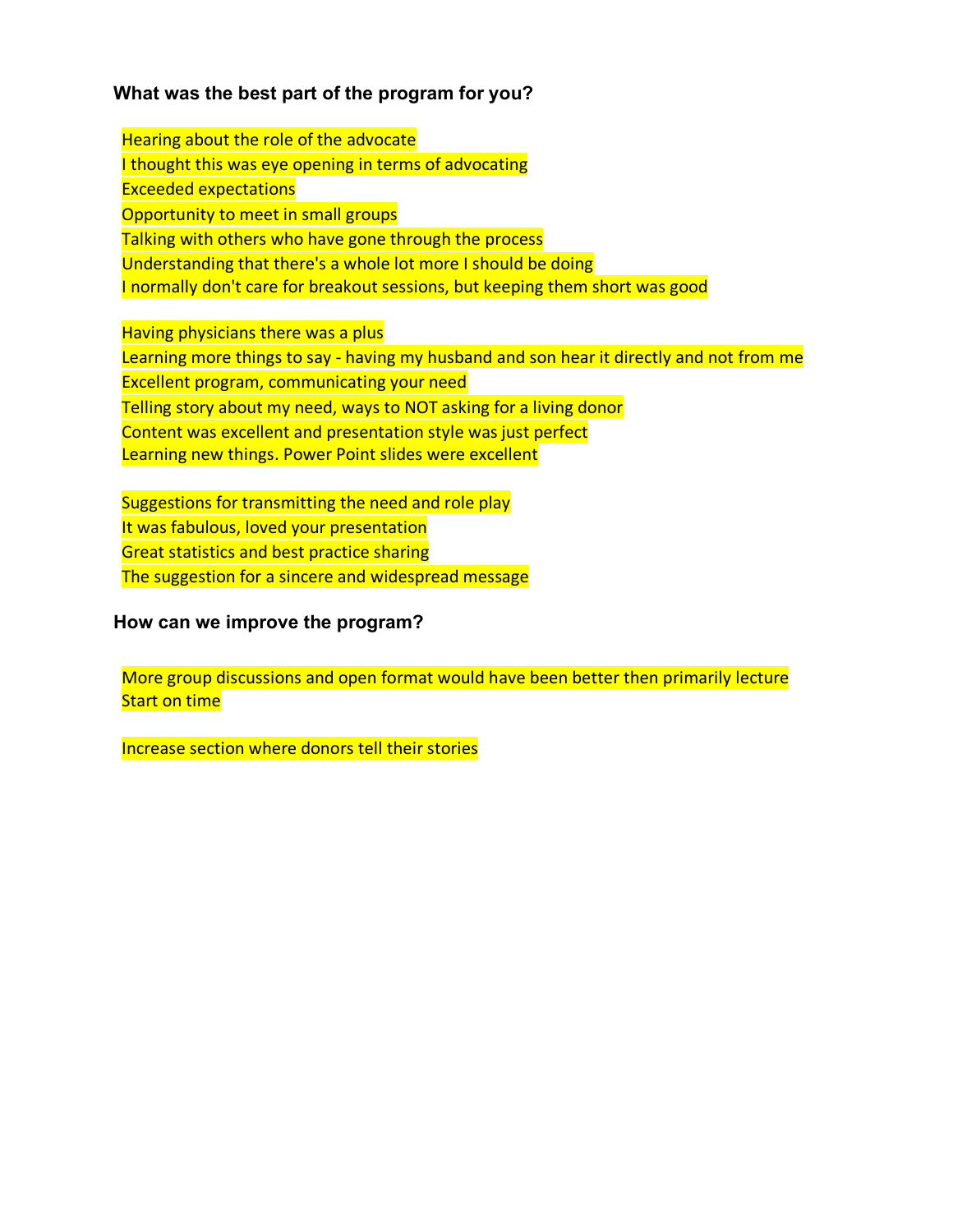### What was the best part of the program for you?

Hearing about the role of the advocate
I thought this was eye opening in terms of advocating
Exceeded expectations
Opportunity to meet in small groups
Talking with others who have gone through the process
Understanding that there's a whole lot more I should be doing
I normally don't care for breakout sessions, but keeping them short was good

Having physicians there was a plus
Learning more things to say - having my husband and son hear it directly and not from me
Excellent program, communicating your need
Telling story about my need, ways to NOT asking for a living donor
Content was excellent and presentation style was just perfect
Learning new things. Power Point slides were excellent

Suggestions for transmitting the need and role play
It was fabulous, loved your presentation
Great statistics and best practice sharing
The suggestion for a sincere and widespread message

### How can we improve the program?

More group discussions and open format would have been better then primarily lecture
Start on time

Increase section where donors tell their stories